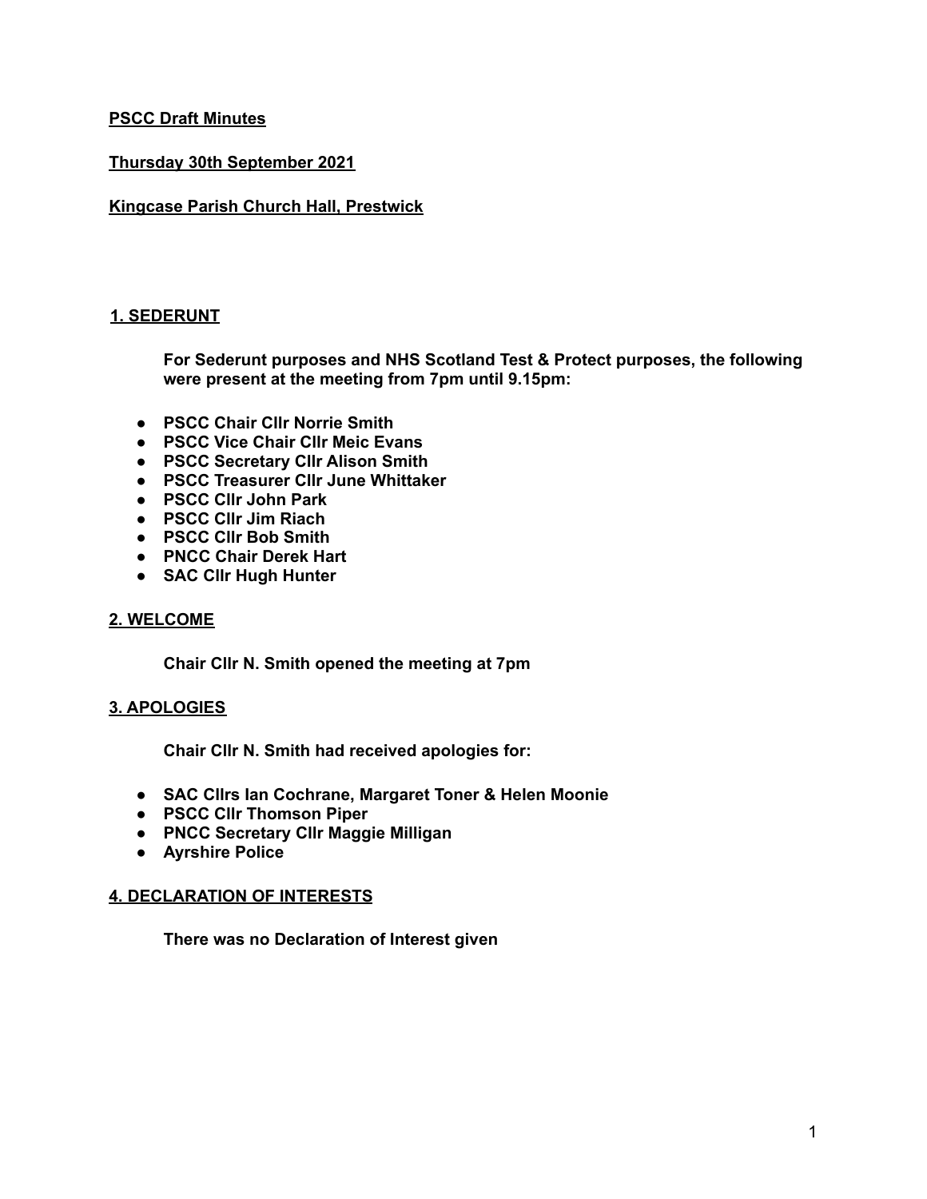**PSCC Draft Minutes**

**Thursday 30th September 2021**

**Kingcase Parish Church Hall, Prestwick**

## 1. SEDERUNT

**For Sederunt purposes and NHS Scotland Test & Protect purposes, the following were present at the meeting from 7pm until 9.15pm:**

- **PSCC Chair Cllr Norrie Smith**
- **PSCC Vice Chair Cllr Meic Evans**
- **PSCC Secretary Cllr Alison Smith**
- **PSCC Treasurer Cllr June Whittaker**
- **PSCC Cllr John Park**
- **PSCC Cllr Jim Riach**
- **PSCC Cllr Bob Smith**
- **PNCC Chair Derek Hart**
- **SAC Cllr Hugh Hunter**

## 2. WELCOME

**Chair Cllr N. Smith opened the meeting at 7pm**

## 3. APOLOGIES

**Chair Cllr N. Smith had received apologies for:**

- **SAC Cllrs Ian Cochrane, Margaret Toner & Helen Moonie**
- **PSCC Cllr Thomson Piper**
- **PNCC Secretary Cllr Maggie Milligan**
- **Ayrshire Police**

## 4. DECLARATION OF INTERESTS

**There was no Declaration of Interest given**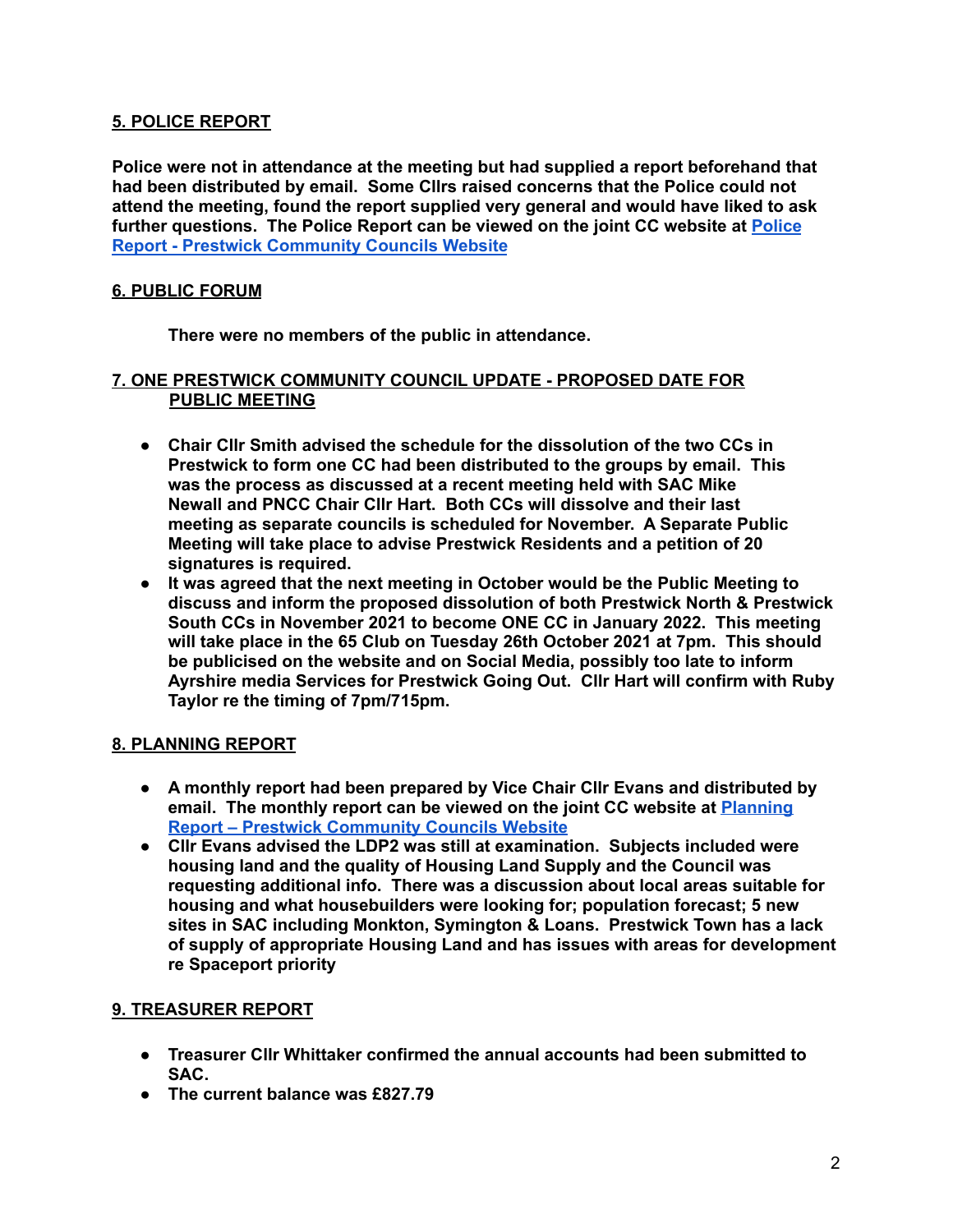## 5. POLICE REPORT

**Police were not in attendance at the meeting but had supplied a report beforehand that had been distributed by email. Some Cllrs raised concerns that the Police could not attend the meeting, found the report supplied very general and would have liked to ask further questions. The Police Report can be viewed on the joint CC website at [Police Report - Prestwick Community Councils Website]()**

## 6. PUBLIC FORUM

**There were no members of the public in attendance.**

## 7. ONE PRESTWICK COMMUNITY COUNCIL UPDATE - PROPOSED DATE FOR PUBLIC MEETING

- **Chair Cllr Smith advised the schedule for the dissolution of the two CCs in Prestwick to form one CC had been distributed to the groups by email. This was the process as discussed at a recent meeting held with SAC Mike Newall and PNCC Chair Cllr Hart. Both CCs will dissolve and their last meeting as separate councils is scheduled for November. A Separate Public Meeting will take place to advise Prestwick Residents and a petition of 20 signatures is required.**
- **It was agreed that the next meeting in October would be the Public Meeting to discuss and inform the proposed dissolution of both Prestwick North & Prestwick South CCs in November 2021 to become ONE CC in January 2022. This meeting will take place in the 65 Club on Tuesday 26th October 2021 at 7pm. This should be publicised on the website and on Social Media, possibly too late to inform Ayrshire media Services for Prestwick Going Out. Cllr Hart will confirm with Ruby Taylor re the timing of 7pm/715pm.**

## 8. PLANNING REPORT

- **A monthly report had been prepared by Vice Chair Cllr Evans and distributed by email. The monthly report can be viewed on the joint CC website at [Planning Report – Prestwick Community Councils Website]()**
- **Cllr Evans advised the LDP2 was still at examination. Subjects included were housing land and the quality of Housing Land Supply and the Council was requesting additional info. There was a discussion about local areas suitable for housing and what housebuilders were looking for; population forecast; 5 new sites in SAC including Monkton, Symington & Loans. Prestwick Town has a lack of supply of appropriate Housing Land and has issues with areas for development re Spaceport priority**

## 9. TREASURER REPORT

- **Treasurer Cllr Whittaker confirmed the annual accounts had been submitted to SAC.**
- **The current balance was £827.79**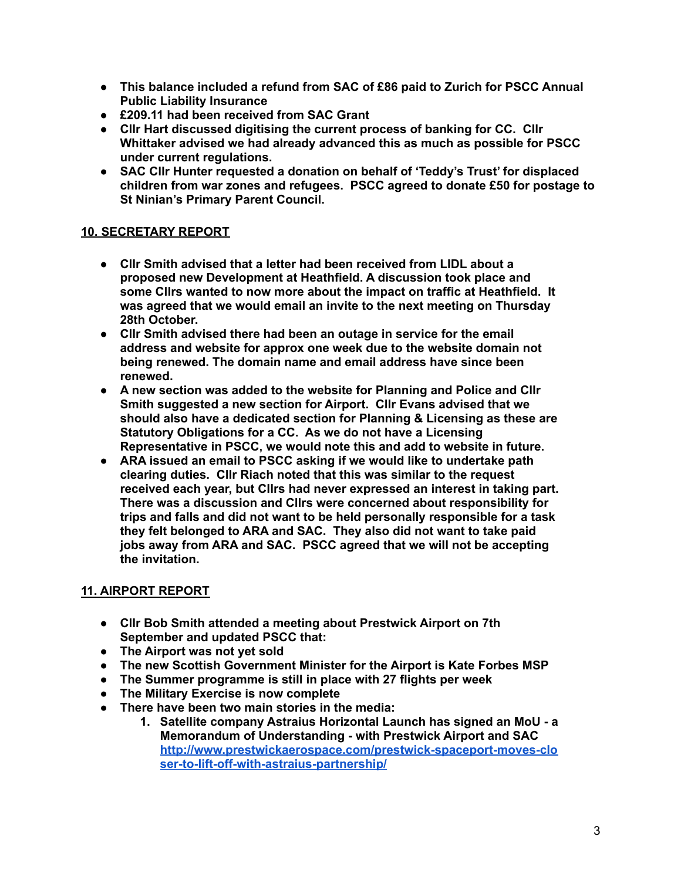- **This balance included a refund from SAC of £86 paid to Zurich for PSCC Annual Public Liability Insurance**
- **£209.11 had been received from SAC Grant**
- **Cllr Hart discussed digitising the current process of banking for CC. Cllr Whittaker advised we had already advanced this as much as possible for PSCC under current regulations.**
- **SAC Cllr Hunter requested a donation on behalf of 'Teddy's Trust' for displaced children from war zones and refugees. PSCC agreed to donate £50 for postage to St Ninian's Primary Parent Council.**

## 10. SECRETARY REPORT

- **Cllr Smith advised that a letter had been received from LIDL about a proposed new Development at Heathfield. A discussion took place and some Cllrs wanted to now more about the impact on traffic at Heathfield. It was agreed that we would email an invite to the next meeting on Thursday 28th October.**
- **Cllr Smith advised there had been an outage in service for the email address and website for approx one week due to the website domain not being renewed. The domain name and email address have since been renewed.**
- **A new section was added to the website for Planning and Police and Cllr Smith suggested a new section for Airport. Cllr Evans advised that we should also have a dedicated section for Planning & Licensing as these are Statutory Obligations for a CC. As we do not have a Licensing Representative in PSCC, we would note this and add to website in future.**
- **ARA issued an email to PSCC asking if we would like to undertake path clearing duties. Cllr Riach noted that this was similar to the request received each year, but Cllrs had never expressed an interest in taking part. There was a discussion and Cllrs were concerned about responsibility for trips and falls and did not want to be held personally responsible for a task they felt belonged to ARA and SAC. They also did not want to take paid jobs away from ARA and SAC. PSCC agreed that we will not be accepting the invitation.**

## 11. AIRPORT REPORT

- **Cllr Bob Smith attended a meeting about Prestwick Airport on 7th September and updated PSCC that:**
- **The Airport was not yet sold**
- **The new Scottish Government Minister for the Airport is Kate Forbes MSP**
- **The Summer programme is still in place with 27 flights per week**
- **The Military Exercise is now complete**
- **There have been two main stories in the media:**
    1. **Satellite company Astraius Horizontal Launch has signed an MoU - a Memorandum of Understanding - with Prestwick Airport and SAC** [http://www.prestwickaerospace.com/prestwick-spaceport-moves-closer-to-lift-off-with-astraius-partnership/](http://www.prestwickaerospace.com/prestwick-spaceport-moves-closer-to-lift-off-with-astraius-partnership/)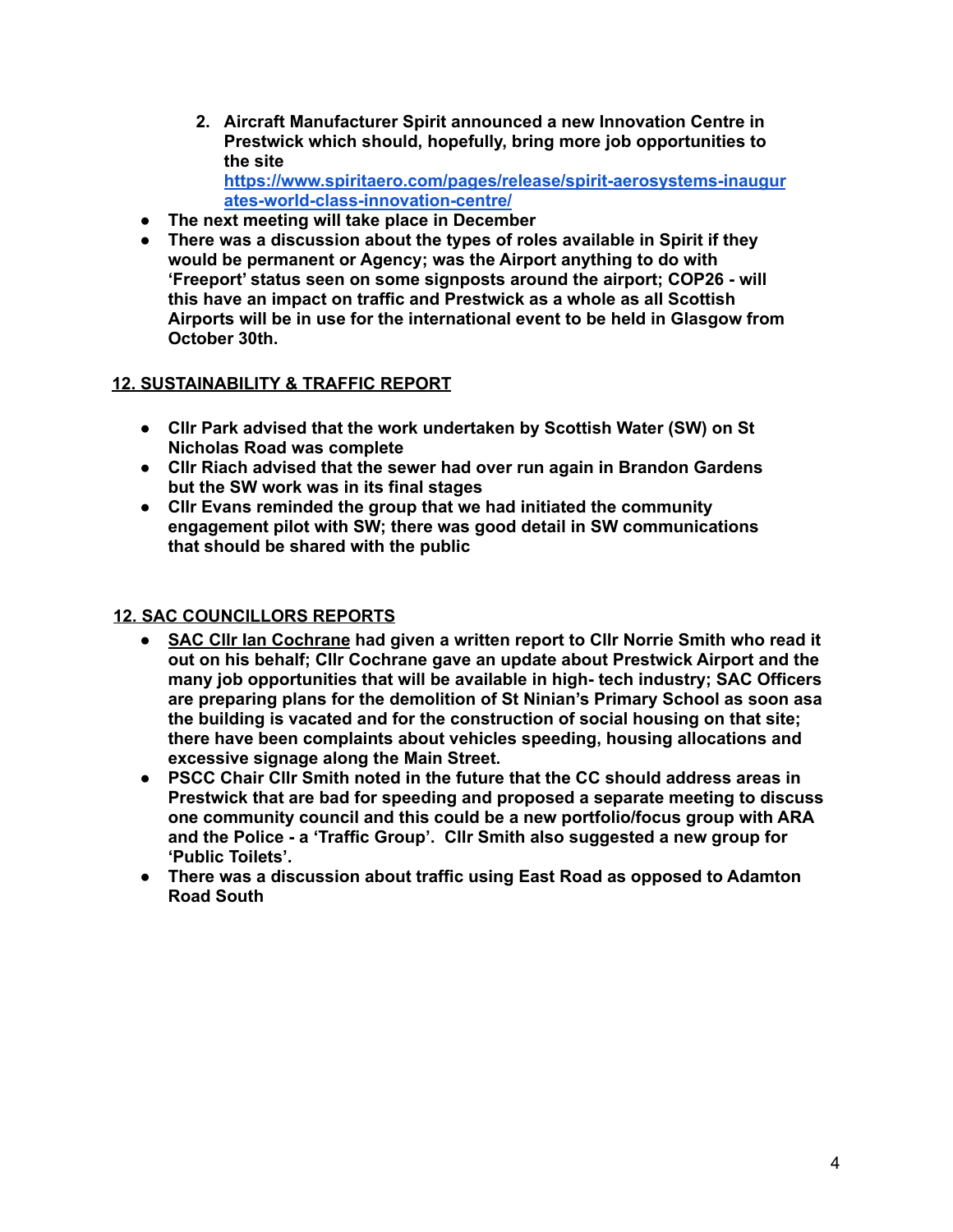2. **Aircraft Manufacturer Spirit announced a new Innovation Centre in Prestwick which should, hopefully, bring more job opportunities to the site** [**https://www.spiritaero.com/pages/release/spirit-aerosystems-inaugurates-world-class-innovation-centre/**](https://www.spiritaero.com/pages/release/spirit-aerosystems-inaugurates-world-class-innovation-centre/)

- **The next meeting will take place in December**
- **There was a discussion about the types of roles available in Spirit if they would be permanent or Agency; was the Airport anything to do with 'Freeport' status seen on some signposts around the airport; COP26 - will this have an impact on traffic and Prestwick as a whole as all Scottish Airports will be in use for the international event to be held in Glasgow from October 30th.**

## 12. SUSTAINABILITY & TRAFFIC REPORT

- **Cllr Park advised that the work undertaken by Scottish Water (SW) on St Nicholas Road was complete**
- **Cllr Riach advised that the sewer had over run again in Brandon Gardens but the SW work was in its final stages**
- **Cllr Evans reminded the group that we had initiated the community engagement pilot with SW; there was good detail in SW communications that should be shared with the public**

## 12. SAC COUNCILLORS REPORTS

- **SAC Cllr Ian Cochrane had given a written report to Cllr Norrie Smith who read it out on his behalf; Cllr Cochrane gave an update about Prestwick Airport and the many job opportunities that will be available in high- tech industry; SAC Officers are preparing plans for the demolition of St Ninian's Primary School as soon asa the building is vacated and for the construction of social housing on that site; there have been complaints about vehicles speeding, housing allocations and excessive signage along the Main Street.**
- **PSCC Chair Cllr Smith noted in the future that the CC should address areas in Prestwick that are bad for speeding and proposed a separate meeting to discuss one community council and this could be a new portfolio/focus group with ARA and the Police - a 'Traffic Group'. Cllr Smith also suggested a new group for 'Public Toilets'.**
- **There was a discussion about traffic using East Road as opposed to Adamton Road South**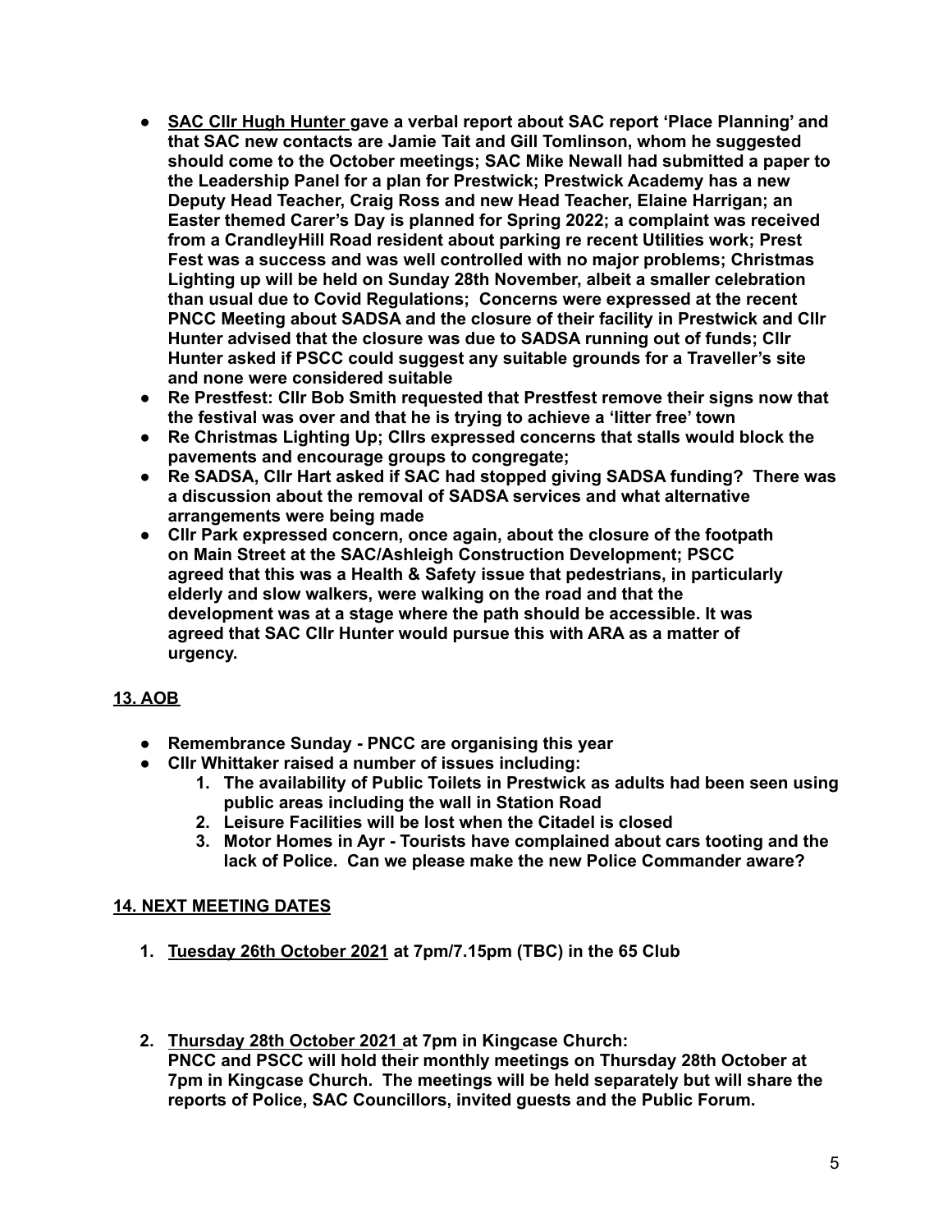- **SAC Cllr Hugh Hunter gave a verbal report about SAC report 'Place Planning' and that SAC new contacts are Jamie Tait and Gill Tomlinson, whom he suggested should come to the October meetings; SAC Mike Newall had submitted a paper to the Leadership Panel for a plan for Prestwick; Prestwick Academy has a new Deputy Head Teacher, Craig Ross and new Head Teacher, Elaine Harrigan; an Easter themed Carer's Day is planned for Spring 2022; a complaint was received from a CrandleyHill Road resident about parking re recent Utilities work; Prest Fest was a success and was well controlled with no major problems; Christmas Lighting up will be held on Sunday 28th November, albeit a smaller celebration than usual due to Covid Regulations; Concerns were expressed at the recent PNCC Meeting about SADSA and the closure of their facility in Prestwick and Cllr Hunter advised that the closure was due to SADSA running out of funds; Cllr Hunter asked if PSCC could suggest any suitable grounds for a Traveller's site and none were considered suitable**
- **Re Prestfest: Cllr Bob Smith requested that Prestfest remove their signs now that the festival was over and that he is trying to achieve a 'litter free' town**
- **Re Christmas Lighting Up; Cllrs expressed concerns that stalls would block the pavements and encourage groups to congregate;**
- **Re SADSA, Cllr Hart asked if SAC had stopped giving SADSA funding? There was a discussion about the removal of SADSA services and what alternative arrangements were being made**
- **Cllr Park expressed concern, once again, about the closure of the footpath on Main Street at the SAC/Ashleigh Construction Development; PSCC agreed that this was a Health & Safety issue that pedestrians, in particularly elderly and slow walkers, were walking on the road and that the development was at a stage where the path should be accessible. It was agreed that SAC Cllr Hunter would pursue this with ARA as a matter of urgency.**

## 13. AOB

- **Remembrance Sunday - PNCC are organising this year**
- **Cllr Whittaker raised a number of issues including:**
  1. **The availability of Public Toilets in Prestwick as adults had been seen using public areas including the wall in Station Road**
  2. **Leisure Facilities will be lost when the Citadel is closed**
  3. **Motor Homes in Ayr - Tourists have complained about cars tooting and the lack of Police. Can we please make the new Police Commander aware?**

## 14. NEXT MEETING DATES

1. **Tuesday 26th October 2021 at 7pm/7.15pm (TBC) in the 65 Club**

2. **Thursday 28th October 2021 at 7pm in Kingcase Church:**
   **PNCC and PSCC will hold their monthly meetings on Thursday 28th October at 7pm in Kingcase Church. The meetings will be held separately but will share the reports of Police, SAC Councillors, invited guests and the Public Forum.**